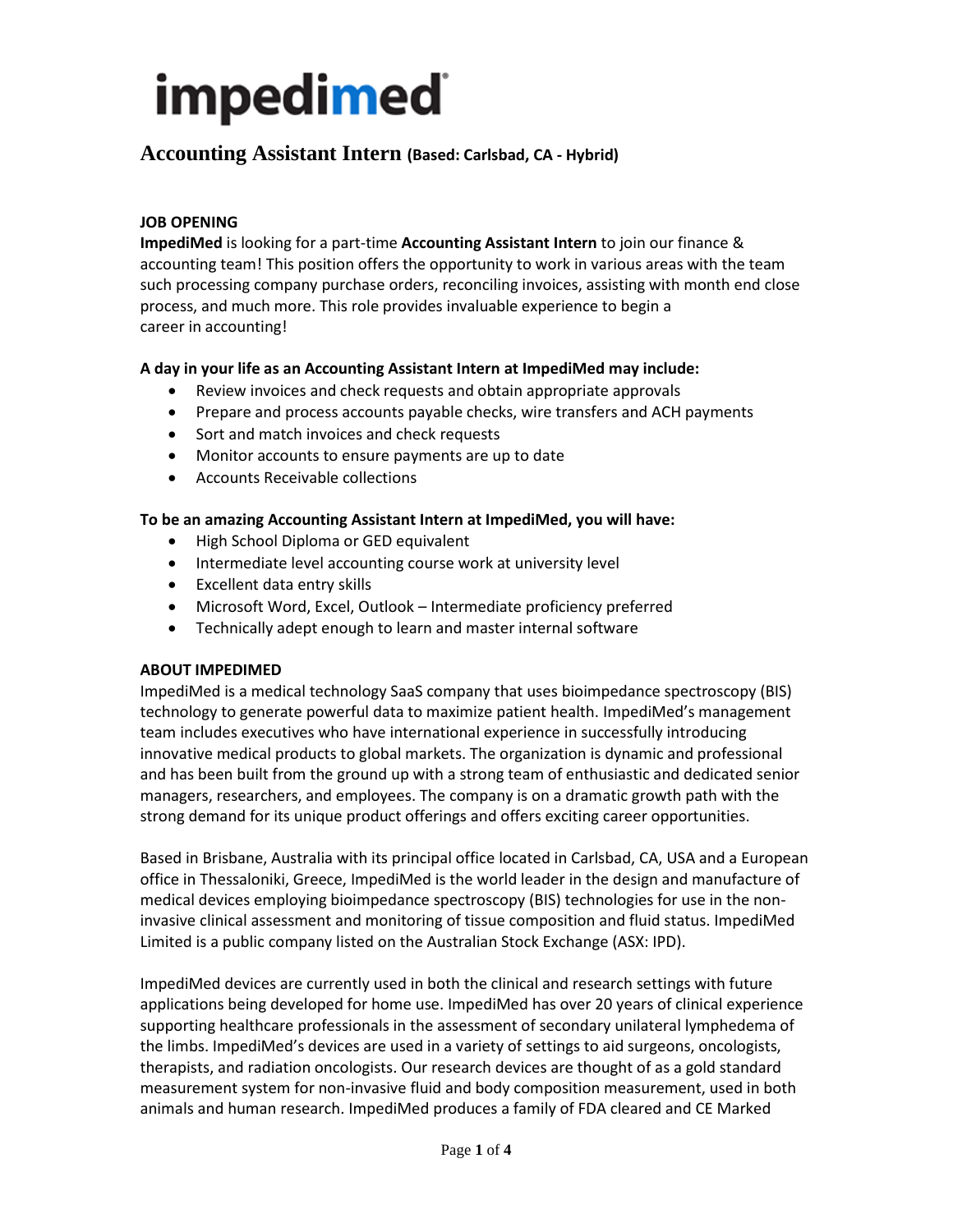# impedimed

## Accounting Assistant Intern (Based: Carlsbad, CA - Hybrid)

**JOB OPENING**

**ImpediMed** is looking for a part-time **Accounting Assistant Intern** to join our finance & accounting team! This position offers the opportunity to work in various areas with the team such processing company purchase orders, reconciling invoices, assisting with month end close process, and much more. This role provides invaluable experience to begin a career in accounting!

**A day in your life as an Accounting Assistant Intern at ImpediMed may include:**

- Review invoices and check requests and obtain appropriate approvals
- Prepare and process accounts payable checks, wire transfers and ACH payments
- Sort and match invoices and check requests
- Monitor accounts to ensure payments are up to date
- Accounts Receivable collections

**To be an amazing Accounting Assistant Intern at ImpediMed, you will have:**

- High School Diploma or GED equivalent
- Intermediate level accounting course work at university level
- Excellent data entry skills
- Microsoft Word, Excel, Outlook – Intermediate proficiency preferred
- Technically adept enough to learn and master internal software

**ABOUT IMPEDIMED**

ImpediMed is a medical technology SaaS company that uses bioimpedance spectroscopy (BIS) technology to generate powerful data to maximize patient health. ImpediMed's management team includes executives who have international experience in successfully introducing innovative medical products to global markets. The organization is dynamic and professional and has been built from the ground up with a strong team of enthusiastic and dedicated senior managers, researchers, and employees. The company is on a dramatic growth path with the strong demand for its unique product offerings and offers exciting career opportunities.

Based in Brisbane, Australia with its principal office located in Carlsbad, CA, USA and a European office in Thessaloniki, Greece, ImpediMed is the world leader in the design and manufacture of medical devices employing bioimpedance spectroscopy (BIS) technologies for use in the non-invasive clinical assessment and monitoring of tissue composition and fluid status. ImpediMed Limited is a public company listed on the Australian Stock Exchange (ASX: IPD).

ImpediMed devices are currently used in both the clinical and research settings with future applications being developed for home use. ImpediMed has over 20 years of clinical experience supporting healthcare professionals in the assessment of secondary unilateral lymphedema of the limbs. ImpediMed's devices are used in a variety of settings to aid surgeons, oncologists, therapists, and radiation oncologists. Our research devices are thought of as a gold standard measurement system for non-invasive fluid and body composition measurement, used in both animals and human research. ImpediMed produces a family of FDA cleared and CE Marked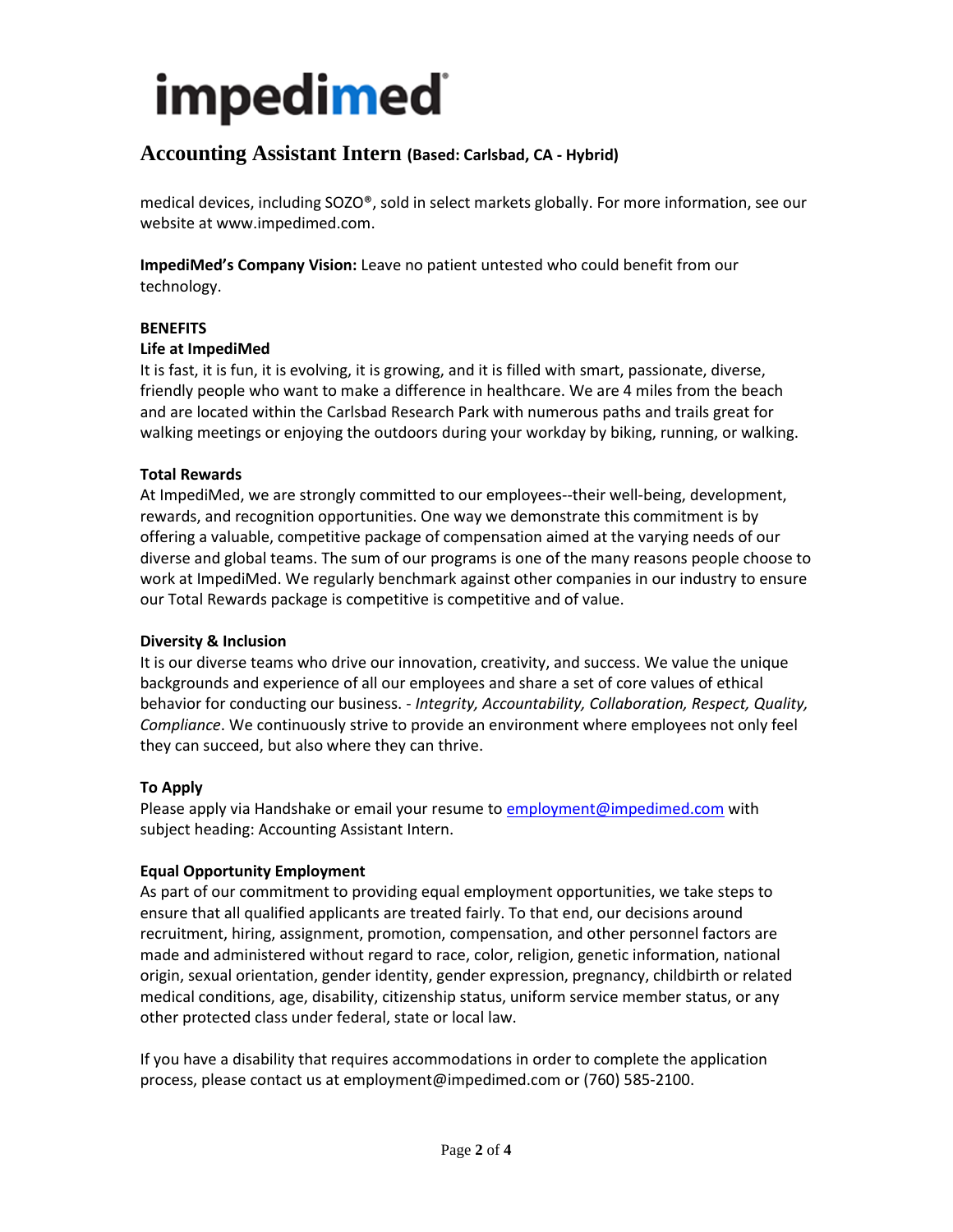# Accounting Assistant Intern (Based: Carlsbad, CA - Hybrid)

medical devices, including SOZO®, sold in select markets globally. For more information, see our website at www.impedimed.com.

**ImpediMed's Company Vision:** Leave no patient untested who could benefit from our technology.

**BENEFITS**

**Life at ImpediMed**

It is fast, it is fun, it is evolving, it is growing, and it is filled with smart, passionate, diverse, friendly people who want to make a difference in healthcare. We are 4 miles from the beach and are located within the Carlsbad Research Park with numerous paths and trails great for walking meetings or enjoying the outdoors during your workday by biking, running, or walking.

**Total Rewards**

At ImpediMed, we are strongly committed to our employees--their well-being, development, rewards, and recognition opportunities. One way we demonstrate this commitment is by offering a valuable, competitive package of compensation aimed at the varying needs of our diverse and global teams. The sum of our programs is one of the many reasons people choose to work at ImpediMed. We regularly benchmark against other companies in our industry to ensure our Total Rewards package is competitive is competitive and of value.

**Diversity & Inclusion**

It is our diverse teams who drive our innovation, creativity, and success. We value the unique backgrounds and experience of all our employees and share a set of core values of ethical behavior for conducting our business. - *Integrity, Accountability, Collaboration, Respect, Quality, Compliance*. We continuously strive to provide an environment where employees not only feel they can succeed, but also where they can thrive.

**To Apply**

Please apply via Handshake or email your resume to employment@impedimed.com with subject heading: Accounting Assistant Intern.

**Equal Opportunity Employment**

As part of our commitment to providing equal employment opportunities, we take steps to ensure that all qualified applicants are treated fairly. To that end, our decisions around recruitment, hiring, assignment, promotion, compensation, and other personnel factors are made and administered without regard to race, color, religion, genetic information, national origin, sexual orientation, gender identity, gender expression, pregnancy, childbirth or related medical conditions, age, disability, citizenship status, uniform service member status, or any other protected class under federal, state or local law.

If you have a disability that requires accommodations in order to complete the application process, please contact us at employment@impedimed.com or (760) 585-2100.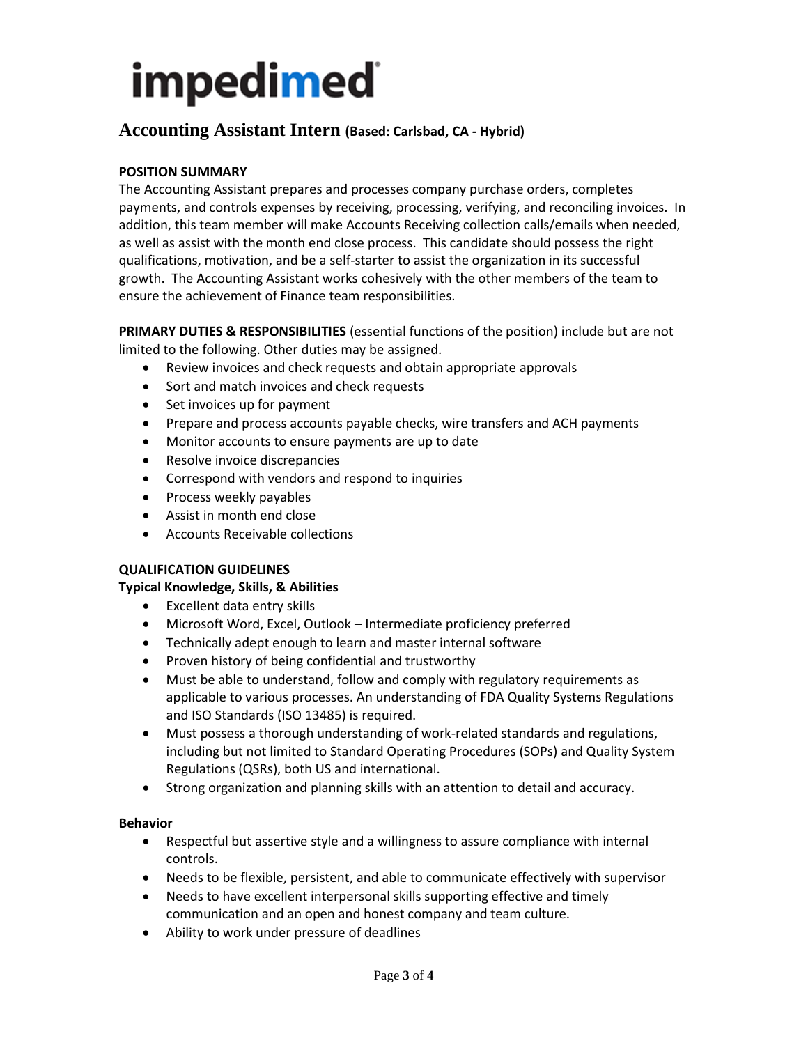# impedimed

## Accounting Assistant Intern (Based: Carlsbad, CA - Hybrid)

**POSITION SUMMARY**

The Accounting Assistant prepares and processes company purchase orders, completes payments, and controls expenses by receiving, processing, verifying, and reconciling invoices. In addition, this team member will make Accounts Receiving collection calls/emails when needed, as well as assist with the month end close process. This candidate should possess the right qualifications, motivation, and be a self-starter to assist the organization in its successful growth. The Accounting Assistant works cohesively with the other members of the team to ensure the achievement of Finance team responsibilities.

**PRIMARY DUTIES & RESPONSIBILITIES** (essential functions of the position) include but are not limited to the following. Other duties may be assigned.

- Review invoices and check requests and obtain appropriate approvals
- Sort and match invoices and check requests
- Set invoices up for payment
- Prepare and process accounts payable checks, wire transfers and ACH payments
- Monitor accounts to ensure payments are up to date
- Resolve invoice discrepancies
- Correspond with vendors and respond to inquiries
- Process weekly payables
- Assist in month end close
- Accounts Receivable collections

**QUALIFICATION GUIDELINES**

**Typical Knowledge, Skills, & Abilities**

- Excellent data entry skills
- Microsoft Word, Excel, Outlook – Intermediate proficiency preferred
- Technically adept enough to learn and master internal software
- Proven history of being confidential and trustworthy
- Must be able to understand, follow and comply with regulatory requirements as applicable to various processes. An understanding of FDA Quality Systems Regulations and ISO Standards (ISO 13485) is required.
- Must possess a thorough understanding of work-related standards and regulations, including but not limited to Standard Operating Procedures (SOPs) and Quality System Regulations (QSRs), both US and international.
- Strong organization and planning skills with an attention to detail and accuracy.

**Behavior**

- Respectful but assertive style and a willingness to assure compliance with internal controls.
- Needs to be flexible, persistent, and able to communicate effectively with supervisor
- Needs to have excellent interpersonal skills supporting effective and timely communication and an open and honest company and team culture.
- Ability to work under pressure of deadlines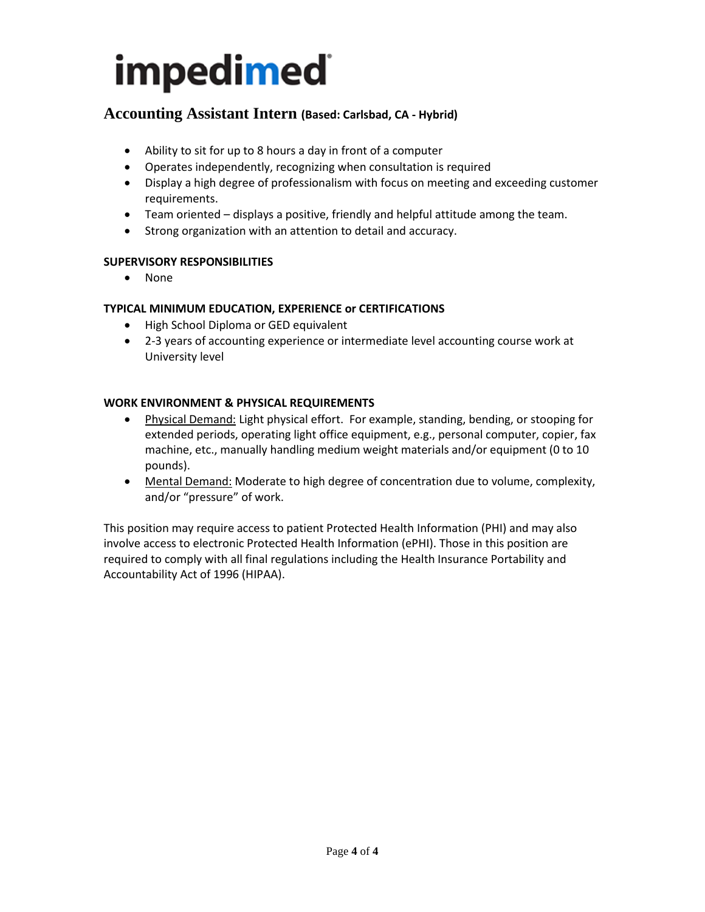**impedimed**

## Accounting Assistant Intern (Based: Carlsbad, CA - Hybrid)

- Ability to sit for up to 8 hours a day in front of a computer
- Operates independently, recognizing when consultation is required
- Display a high degree of professionalism with focus on meeting and exceeding customer requirements.
- Team oriented – displays a positive, friendly and helpful attitude among the team.
- Strong organization with an attention to detail and accuracy.

### SUPERVISORY RESPONSIBILITIES

- None

### TYPICAL MINIMUM EDUCATION, EXPERIENCE or CERTIFICATIONS

- High School Diploma or GED equivalent
- 2-3 years of accounting experience or intermediate level accounting course work at University level

### WORK ENVIRONMENT & PHYSICAL REQUIREMENTS

- Physical Demand: Light physical effort. For example, standing, bending, or stooping for extended periods, operating light office equipment, e.g., personal computer, copier, fax machine, etc., manually handling medium weight materials and/or equipment (0 to 10 pounds).
- Mental Demand: Moderate to high degree of concentration due to volume, complexity, and/or "pressure" of work.

This position may require access to patient Protected Health Information (PHI) and may also involve access to electronic Protected Health Information (ePHI). Those in this position are required to comply with all final regulations including the Health Insurance Portability and Accountability Act of 1996 (HIPAA).